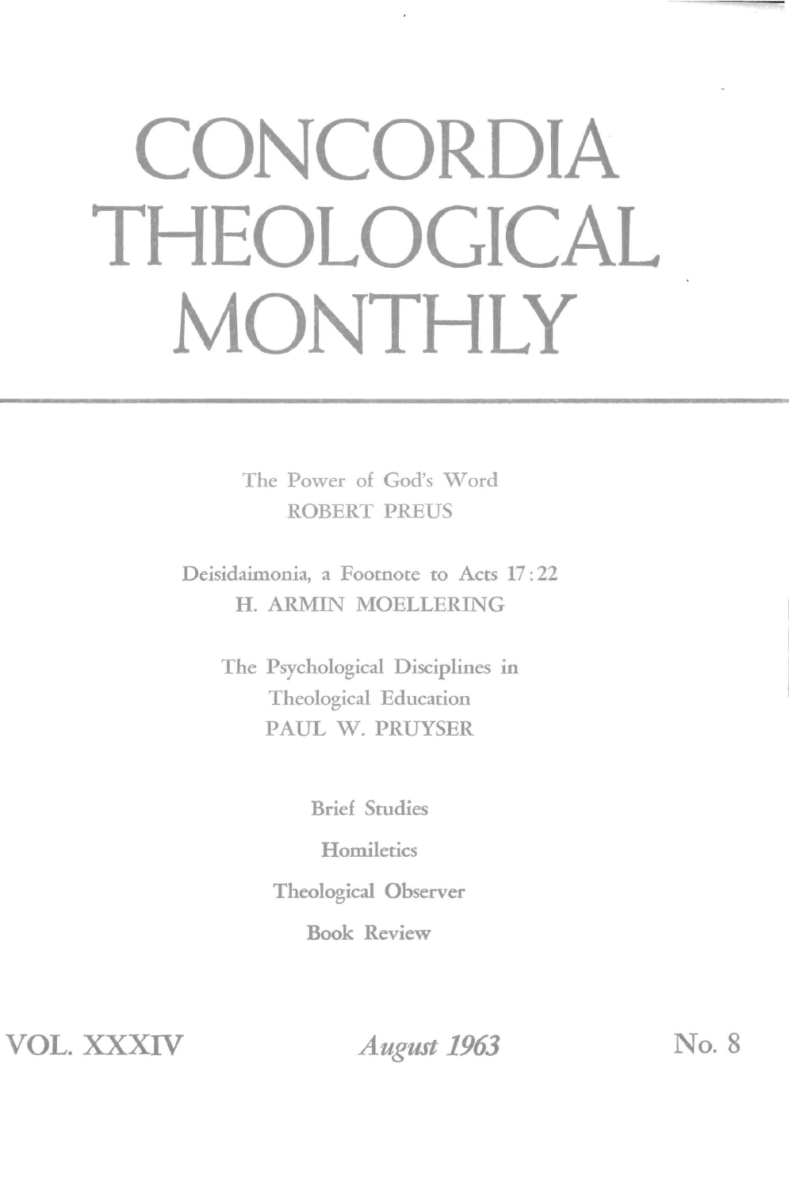# CONCORDIA THEOLOGICAL MONTHLY

The Power of God's Word
ROBERT PREUS

Deisidaimonia, a Footnote to Acts 17:22
H. ARMIN MOELLERING

The Psychological Disciplines in Theological Education
PAUL W. PRUYSER

Brief Studies

Homiletics

Theological Observer

Book Review

VOL. XXXIV *August 1963* No. 8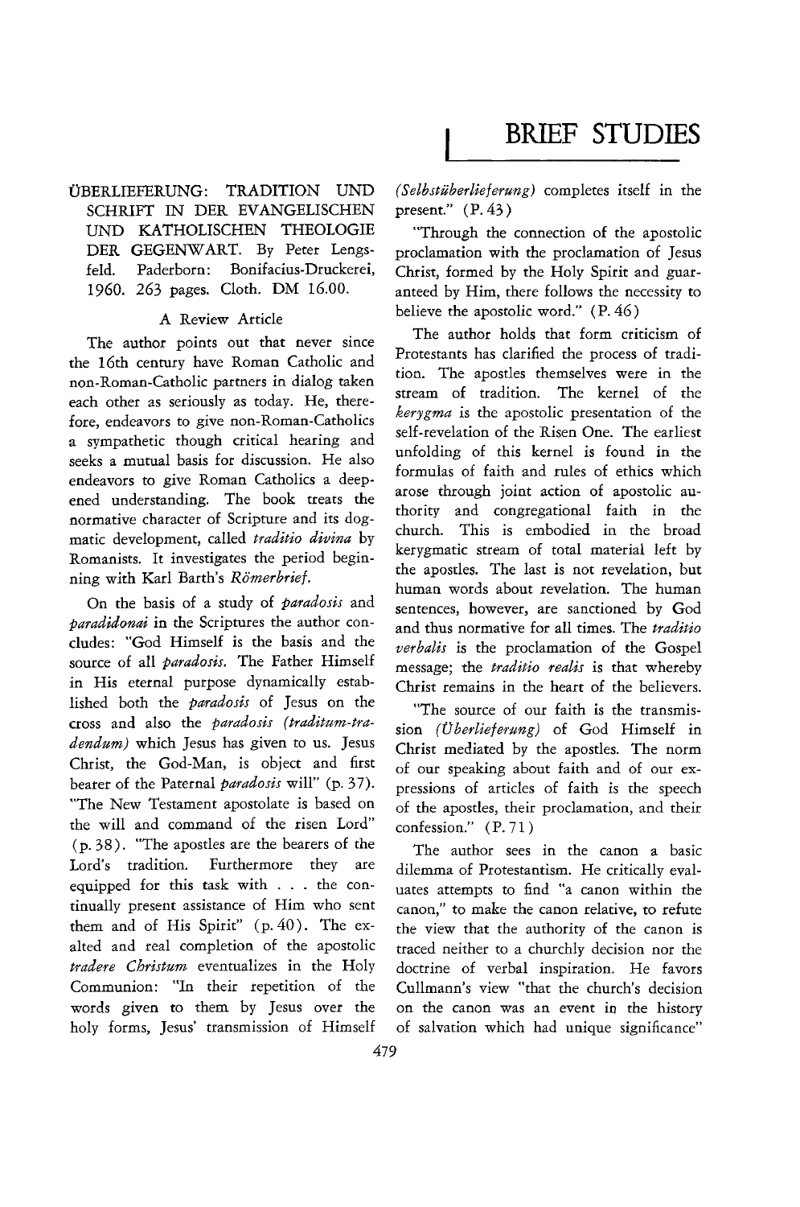# BRIEF STUDIES

ÜBERLIEFERUNG: TRADITION UND SCHRIFT IN DER EVANGELISCHEN UND KATHOLISCHEN THEOLOGIE DER GEGENWART. By Peter Lengsfeld. Paderborn: Bonifacius-Druckerei, 1960. 263 pages. Cloth. DM 16.00.

A Review Article

The author points out that never since the 16th century have Roman Catholic and non-Roman-Catholic partners in dialog taken each other as seriously as today. He, therefore, endeavors to give non-Roman-Catholics a sympathetic though critical hearing and seeks a mutual basis for discussion. He also endeavors to give Roman Catholics a deepened understanding. The book treats the normative character of Scripture and its dogmatic development, called *traditio divina* by Romanists. It investigates the period beginning with Karl Barth's *Römerbrief*.

On the basis of a study of *paradosis* and *paradidonai* in the Scriptures the author concludes: "God Himself is the basis and the source of all *paradosis*. The Father Himself in His eternal purpose dynamically established both the *paradosis* of Jesus on the cross and also the *paradosis (traditum-tradendum)* which Jesus has given to us. Jesus Christ, the God-Man, is object and first bearer of the Paternal *paradosis* will" (p. 37). "The New Testament apostolate is based on the will and command of the risen Lord" (p. 38). "The apostles are the bearers of the Lord's tradition. Furthermore they are equipped for this task with . . . the continually present assistance of Him who sent them and of His Spirit" (p. 40). The exalted and real completion of the apostolic *tradere Christum* eventualizes in the Holy Communion: "In their repetition of the words given to them by Jesus over the holy forms, Jesus' transmission of Himself (*Selbstüberlieferung*) completes itself in the present." (P. 43)

"Through the connection of the apostolic proclamation with the proclamation of Jesus Christ, formed by the Holy Spirit and guaranteed by Him, there follows the necessity to believe the apostolic word." (P. 46)

The author holds that form criticism of Protestants has clarified the process of tradition. The apostles themselves were in the stream of tradition. The kernel of the *kerygma* is the apostolic presentation of the self-revelation of the Risen One. The earliest unfolding of this kernel is found in the formulas of faith and rules of ethics which arose through joint action of apostolic authority and congregational faith in the church. This is embodied in the broad kerygmatic stream of total material left by the apostles. The last is not revelation, but human words about revelation. The human sentences, however, are sanctioned by God and thus normative for all times. The *traditio verbalis* is the proclamation of the Gospel message; the *traditio realis* is that whereby Christ remains in the heart of the believers.

"The source of our faith is the transmission *(Überlieferung)* of God Himself in Christ mediated by the apostles. The norm of our speaking about faith and of our expressions of articles of faith is the speech of the apostles, their proclamation, and their confession." (P. 71)

The author sees in the canon a basic dilemma of Protestantism. He critically evaluates attempts to find "a canon within the canon," to make the canon relative, to refute the view that the authority of the canon is traced neither to a churchly decision nor the doctrine of verbal inspiration. He favors Cullmann's view "that the church's decision on the canon was an event in the history of salvation which had unique significance"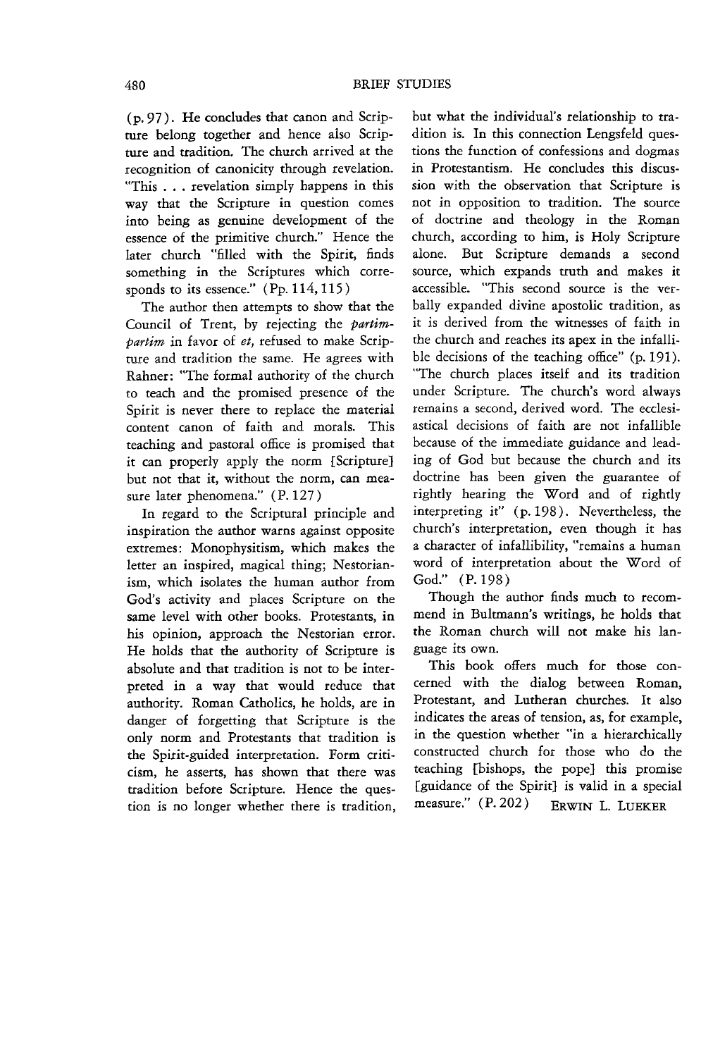(p. 97). He concludes that canon and Scripture belong together and hence also Scripture and tradition. The church arrived at the recognition of canonicity through revelation. "This . . . revelation simply happens in this way that the Scripture in question comes into being as genuine development of the essence of the primitive church." Hence the later church "filled with the Spirit, finds something in the Scriptures which corresponds to its essence." (Pp. 114, 115)

The author then attempts to show that the Council of Trent, by rejecting the *partim-partim* in favor of *et*, refused to make Scripture and tradition the same. He agrees with Rahner: "The formal authority of the church to teach and the promised presence of the Spirit is never there to replace the material content canon of faith and morals. This teaching and pastoral office is promised that it can properly apply the norm [Scripture] but not that it, without the norm, can measure later phenomena." (P. 127)

In regard to the Scriptural principle and inspiration the author warns against opposite extremes: Monophysitism, which makes the letter an inspired, magical thing; Nestorianism, which isolates the human author from God's activity and places Scripture on the same level with other books. Protestants, in his opinion, approach the Nestorian error. He holds that the authority of Scripture is absolute and that tradition is not to be interpreted in a way that would reduce that authority. Roman Catholics, he holds, are in danger of forgetting that Scripture is the only norm and Protestants that tradition is the Spirit-guided interpretation. Form criticism, he asserts, has shown that there was tradition before Scripture. Hence the question is no longer whether there is tradition, but what the individual's relationship to tradition is. In this connection Lengsfeld questions the function of confessions and dogmas in Protestantism. He concludes this discussion with the observation that Scripture is not in opposition to tradition. The source of doctrine and theology in the Roman church, according to him, is Holy Scripture alone. But Scripture demands a second source, which expands truth and makes it accessible. "This second source is the verbally expanded divine apostolic tradition, as it is derived from the witnesses of faith in the church and reaches its apex in the infallible decisions of the teaching office" (p. 191). "The church places itself and its tradition under Scripture. The church's word always remains a second, derived word. The ecclesiastical decisions of faith are not infallible because of the immediate guidance and leading of God but because the church and its doctrine has been given the guarantee of rightly hearing the Word and of rightly interpreting it" (p. 198). Nevertheless, the church's interpretation, even though it has a character of infallibility, "remains a human word of interpretation about the Word of God." (P. 198)

Though the author finds much to recommend in Bultmann's writings, he holds that the Roman church will not make his language its own.

This book offers much for those concerned with the dialog between Roman, Protestant, and Lutheran churches. It also indicates the areas of tension, as, for example, in the question whether "in a hierarchically constructed church for those who do the teaching [bishops, the pope] this promise [guidance of the Spirit] is valid in a special measure." (P. 202)

ERWIN L. LUEKER